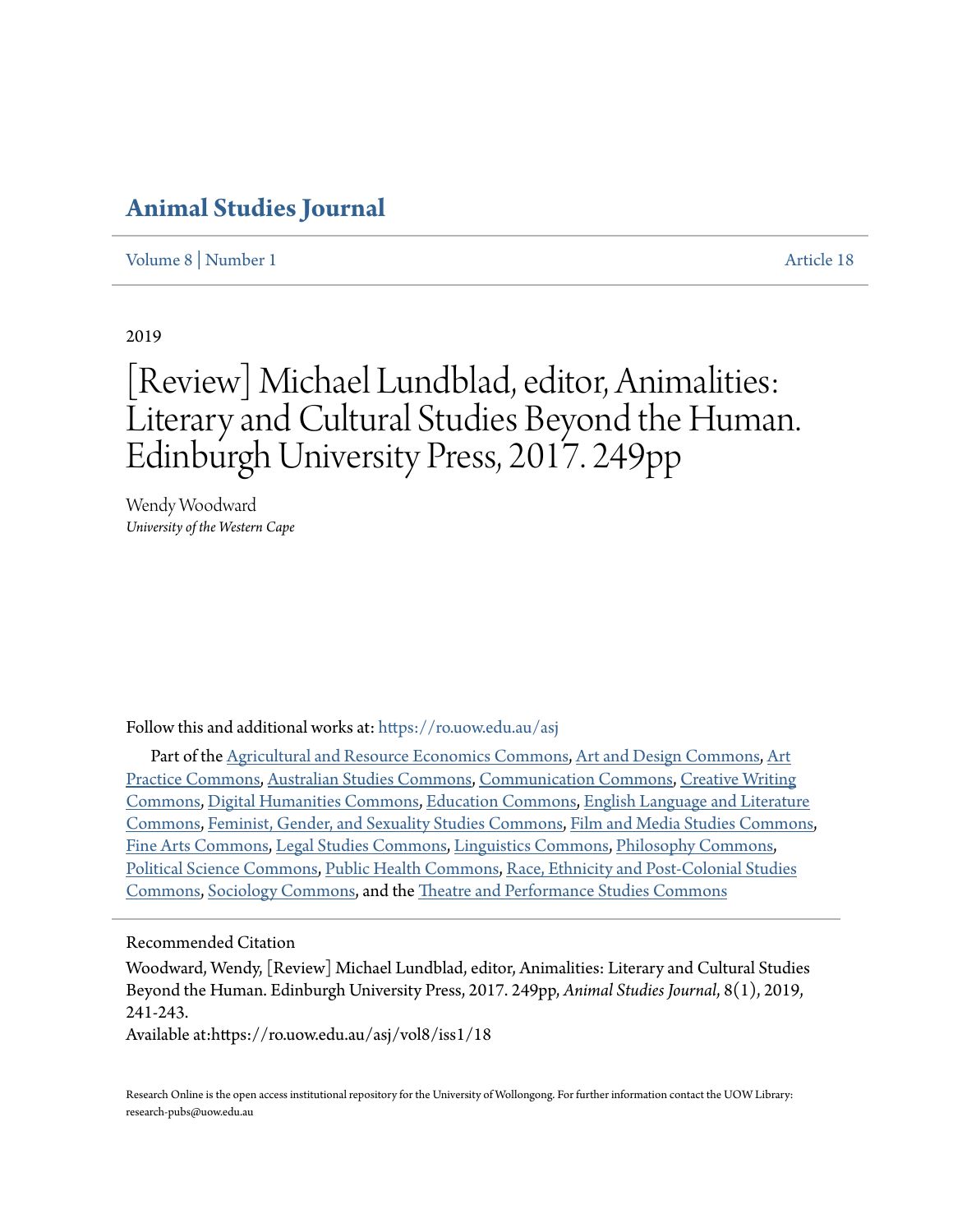# Animal Studies Journal

Volume 8 | Number 1 Article 18

2019

# [Review] Michael Lundblad, editor, Animalities: Literary and Cultural Studies Beyond the Human. Edinburgh University Press, 2017. 249pp

Wendy Woodward
*University of the Western Cape*

Follow this and additional works at: https://ro.uow.edu.au/asj

Part of the Agricultural and Resource Economics Commons, Art and Design Commons, Art Practice Commons, Australian Studies Commons, Communication Commons, Creative Writing Commons, Digital Humanities Commons, Education Commons, English Language and Literature Commons, Feminist, Gender, and Sexuality Studies Commons, Film and Media Studies Commons, Fine Arts Commons, Legal Studies Commons, Linguistics Commons, Philosophy Commons, Political Science Commons, Public Health Commons, Race, Ethnicity and Post-Colonial Studies Commons, Sociology Commons, and the Theatre and Performance Studies Commons

## Recommended Citation

Woodward, Wendy, [Review] Michael Lundblad, editor, Animalities: Literary and Cultural Studies Beyond the Human. Edinburgh University Press, 2017. 249pp, *Animal Studies Journal*, 8(1), 2019, 241-243.
Available at:https://ro.uow.edu.au/asj/vol8/iss1/18

Research Online is the open access institutional repository for the University of Wollongong. For further information contact the UOW Library: research-pubs@uow.edu.au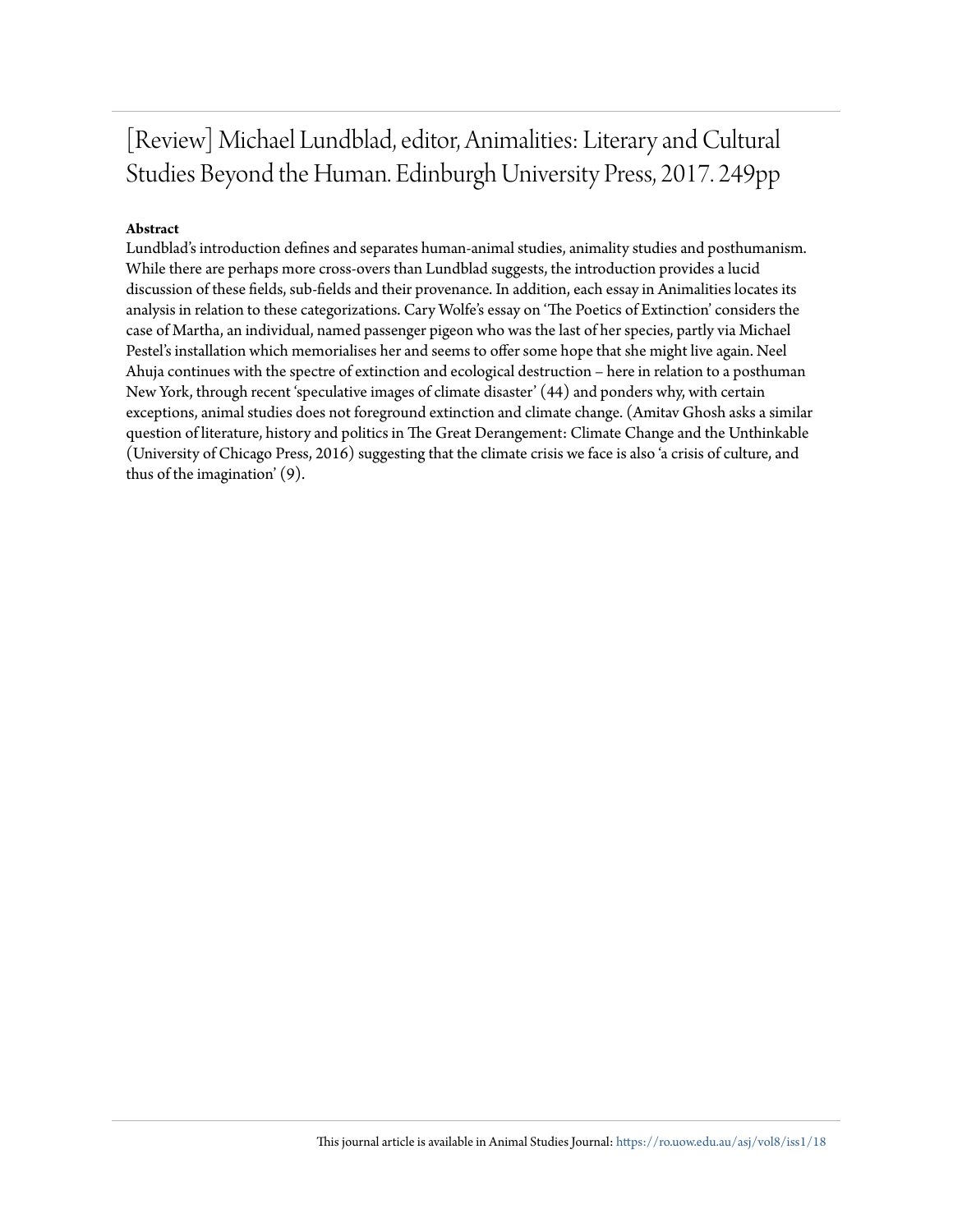# [Review] Michael Lundblad, editor, Animalities: Literary and Cultural Studies Beyond the Human. Edinburgh University Press, 2017. 249pp

**Abstract**

Lundblad's introduction defines and separates human-animal studies, animality studies and posthumanism. While there are perhaps more cross-overs than Lundblad suggests, the introduction provides a lucid discussion of these fields, sub-fields and their provenance. In addition, each essay in Animalities locates its analysis in relation to these categorizations. Cary Wolfe's essay on 'The Poetics of Extinction' considers the case of Martha, an individual, named passenger pigeon who was the last of her species, partly via Michael Pestel's installation which memorialises her and seems to offer some hope that she might live again. Neel Ahuja continues with the spectre of extinction and ecological destruction – here in relation to a posthuman New York, through recent 'speculative images of climate disaster' (44) and ponders why, with certain exceptions, animal studies does not foreground extinction and climate change. (Amitav Ghosh asks a similar question of literature, history and politics in The Great Derangement: Climate Change and the Unthinkable (University of Chicago Press, 2016) suggesting that the climate crisis we face is also 'a crisis of culture, and thus of the imagination' (9).

This journal article is available in Animal Studies Journal: https://ro.uow.edu.au/asj/vol8/iss1/18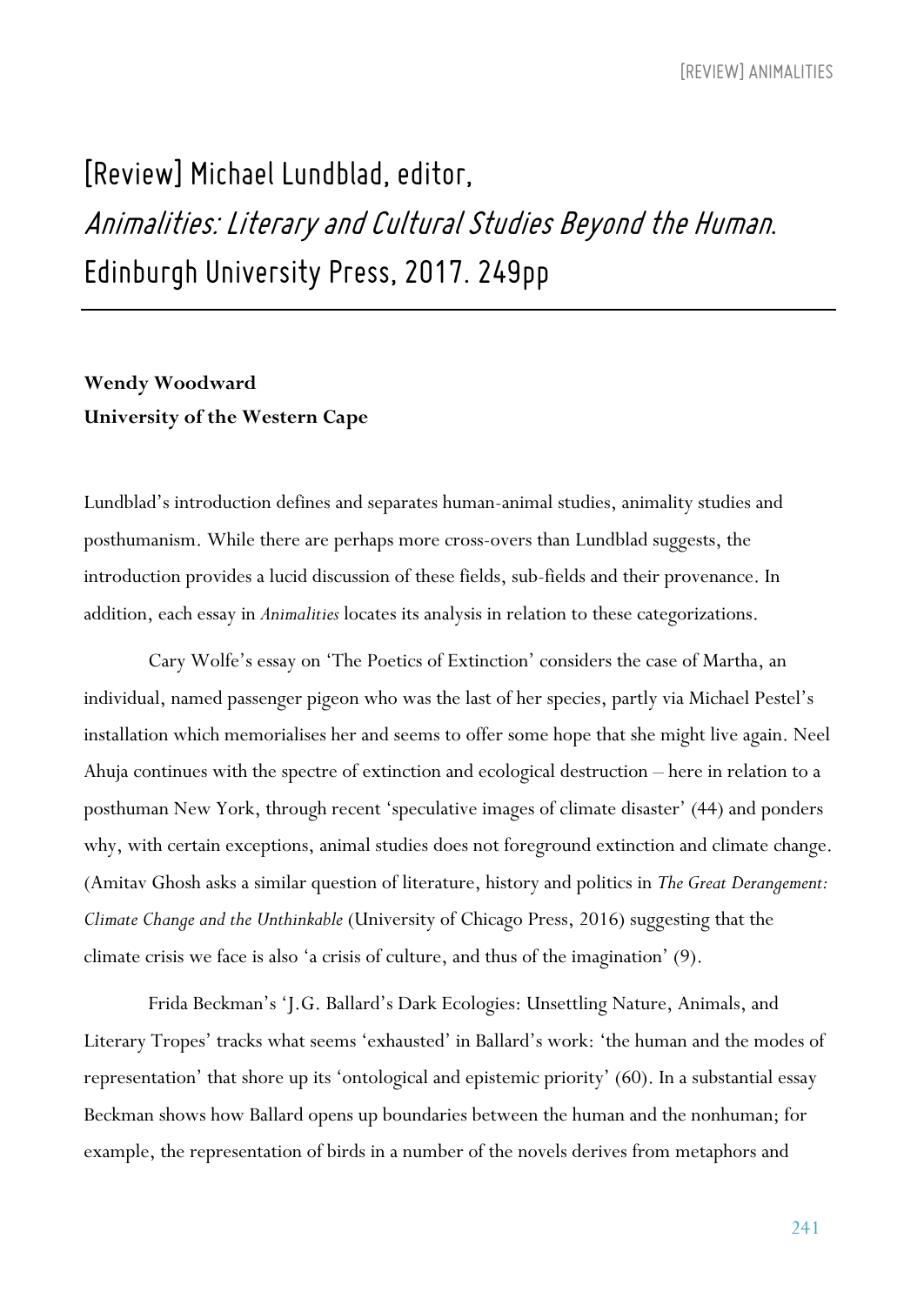# [Review] Michael Lundblad, editor, *Animalities: Literary and Cultural Studies Beyond the Human*. Edinburgh University Press, 2017. 249pp

**Wendy Woodward**
**University of the Western Cape**

Lundblad's introduction defines and separates human-animal studies, animality studies and posthumanism. While there are perhaps more cross-overs than Lundblad suggests, the introduction provides a lucid discussion of these fields, sub-fields and their provenance. In addition, each essay in *Animalities* locates its analysis in relation to these categorizations.

Cary Wolfe's essay on 'The Poetics of Extinction' considers the case of Martha, an individual, named passenger pigeon who was the last of her species, partly via Michael Pestel's installation which memorialises her and seems to offer some hope that she might live again. Neel Ahuja continues with the spectre of extinction and ecological destruction – here in relation to a posthuman New York, through recent 'speculative images of climate disaster' (44) and ponders why, with certain exceptions, animal studies does not foreground extinction and climate change. (Amitav Ghosh asks a similar question of literature, history and politics in *The Great Derangement: Climate Change and the Unthinkable* (University of Chicago Press, 2016) suggesting that the climate crisis we face is also 'a crisis of culture, and thus of the imagination' (9).

Frida Beckman's 'J.G. Ballard's Dark Ecologies: Unsettling Nature, Animals, and Literary Tropes' tracks what seems 'exhausted' in Ballard's work: 'the human and the modes of representation' that shore up its 'ontological and epistemic priority' (60). In a substantial essay Beckman shows how Ballard opens up boundaries between the human and the nonhuman; for example, the representation of birds in a number of the novels derives from metaphors and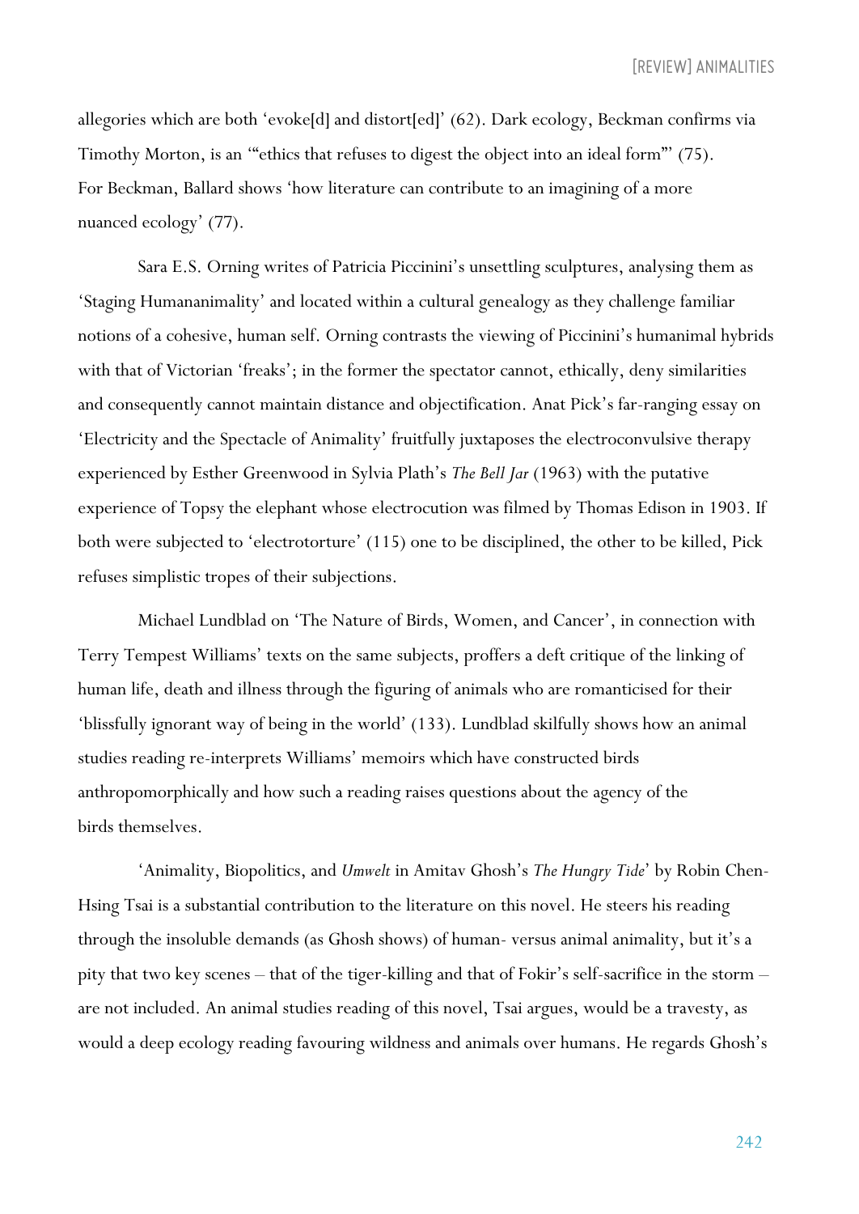allegories which are both 'evoke[d] and distort[ed]' (62). Dark ecology, Beckman confirms via Timothy Morton, is an '"ethics that refuses to digest the object into an ideal form"' (75). For Beckman, Ballard shows 'how literature can contribute to an imagining of a more nuanced ecology' (77).

Sara E.S. Orning writes of Patricia Piccinini's unsettling sculptures, analysing them as 'Staging Humananimality' and located within a cultural genealogy as they challenge familiar notions of a cohesive, human self. Orning contrasts the viewing of Piccinini's humanimal hybrids with that of Victorian 'freaks'; in the former the spectator cannot, ethically, deny similarities and consequently cannot maintain distance and objectification. Anat Pick's far-ranging essay on 'Electricity and the Spectacle of Animality' fruitfully juxtaposes the electroconvulsive therapy experienced by Esther Greenwood in Sylvia Plath's *The Bell Jar* (1963) with the putative experience of Topsy the elephant whose electrocution was filmed by Thomas Edison in 1903. If both were subjected to 'electrotorture' (115) one to be disciplined, the other to be killed, Pick refuses simplistic tropes of their subjections.

Michael Lundblad on 'The Nature of Birds, Women, and Cancer', in connection with Terry Tempest Williams' texts on the same subjects, proffers a deft critique of the linking of human life, death and illness through the figuring of animals who are romanticised for their 'blissfully ignorant way of being in the world' (133). Lundblad skilfully shows how an animal studies reading re-interprets Williams' memoirs which have constructed birds anthropomorphically and how such a reading raises questions about the agency of the birds themselves.

'Animality, Biopolitics, and *Umwelt* in Amitav Ghosh's *The Hungry Tide*' by Robin Chen-Hsing Tsai is a substantial contribution to the literature on this novel. He steers his reading through the insoluble demands (as Ghosh shows) of human- versus animal animality, but it's a pity that two key scenes – that of the tiger-killing and that of Fokir's self-sacrifice in the storm – are not included. An animal studies reading of this novel, Tsai argues, would be a travesty, as would a deep ecology reading favouring wildness and animals over humans. He regards Ghosh's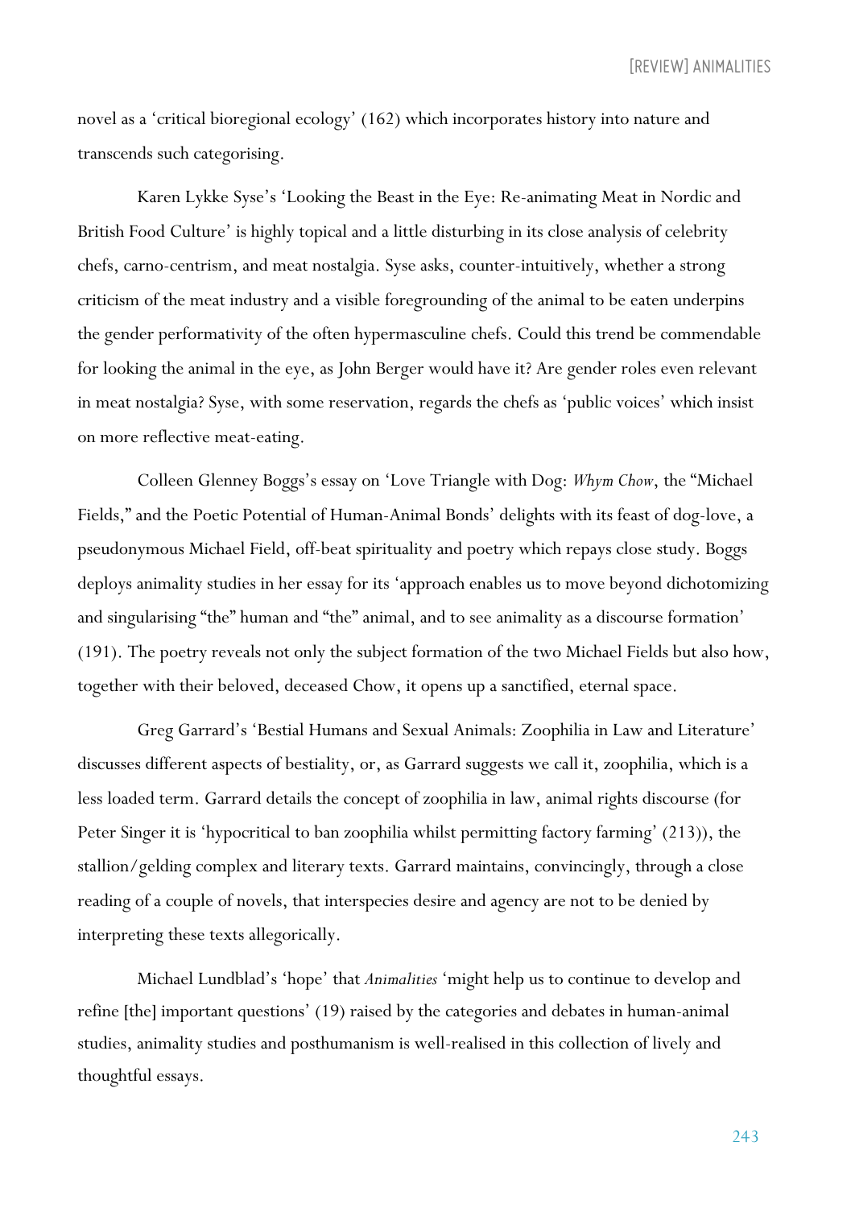novel as a 'critical bioregional ecology' (162) which incorporates history into nature and transcends such categorising.

Karen Lykke Syse's 'Looking the Beast in the Eye: Re-animating Meat in Nordic and British Food Culture' is highly topical and a little disturbing in its close analysis of celebrity chefs, carno-centrism, and meat nostalgia. Syse asks, counter-intuitively, whether a strong criticism of the meat industry and a visible foregrounding of the animal to be eaten underpins the gender performativity of the often hypermasculine chefs. Could this trend be commendable for looking the animal in the eye, as John Berger would have it? Are gender roles even relevant in meat nostalgia? Syse, with some reservation, regards the chefs as 'public voices' which insist on more reflective meat-eating.

Colleen Glenney Boggs's essay on 'Love Triangle with Dog: *Whym Chow*, the "Michael Fields," and the Poetic Potential of Human-Animal Bonds' delights with its feast of dog-love, a pseudonymous Michael Field, off-beat spirituality and poetry which repays close study. Boggs deploys animality studies in her essay for its 'approach enables us to move beyond dichotomizing and singularising "the" human and "the" animal, and to see animality as a discourse formation' (191). The poetry reveals not only the subject formation of the two Michael Fields but also how, together with their beloved, deceased Chow, it opens up a sanctified, eternal space.

Greg Garrard's 'Bestial Humans and Sexual Animals: Zoophilia in Law and Literature' discusses different aspects of bestiality, or, as Garrard suggests we call it, zoophilia, which is a less loaded term. Garrard details the concept of zoophilia in law, animal rights discourse (for Peter Singer it is 'hypocritical to ban zoophilia whilst permitting factory farming' (213)), the stallion/gelding complex and literary texts. Garrard maintains, convincingly, through a close reading of a couple of novels, that interspecies desire and agency are not to be denied by interpreting these texts allegorically.

Michael Lundblad's 'hope' that *Animalities* 'might help us to continue to develop and refine [the] important questions' (19) raised by the categories and debates in human-animal studies, animality studies and posthumanism is well-realised in this collection of lively and thoughtful essays.